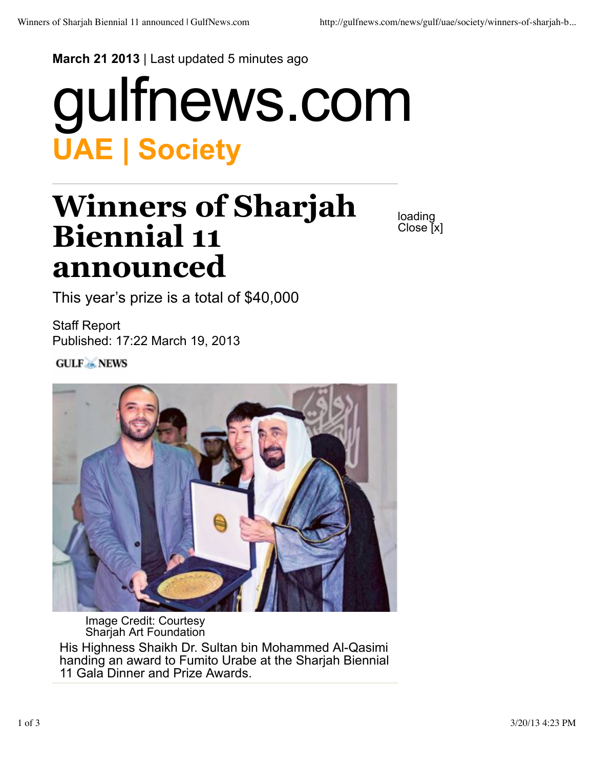**March 21 2013** | Last updated 5 minutes ago

gulfnews.com

## UAE | Society

# Winners of Sharjah Biennial 11 announced

This year's prize is a total of $40,000

Staff Report
Published: 17:22 March 19, 2013

GULF NEWS

Image Credit: Courtesy Sharjah Art Foundation

His Highness Shaikh Dr. Sultan bin Mohammed Al-Qasimi handing an award to Fumito Urabe at the Sharjah Biennial 11 Gala Dinner and Prize Awards.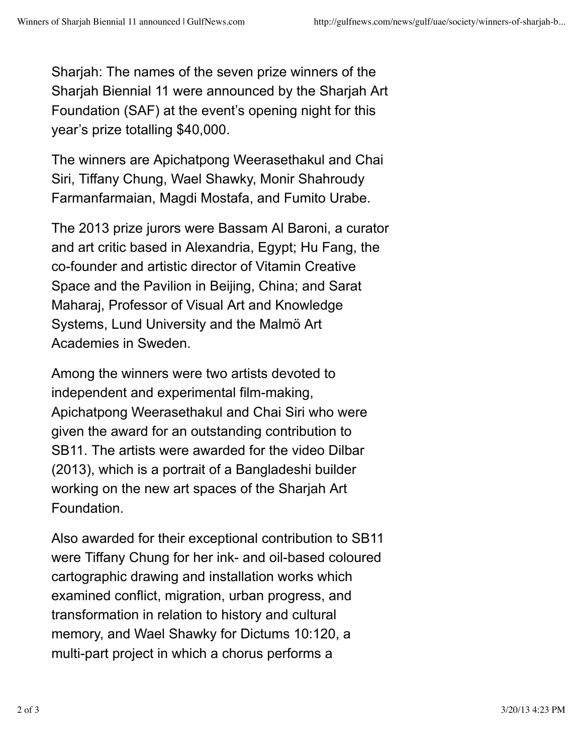Sharjah: The names of the seven prize winners of the Sharjah Biennial 11 were announced by the Sharjah Art Foundation (SAF) at the event's opening night for this year's prize totalling $40,000.

The winners are Apichatpong Weerasethakul and Chai Siri, Tiffany Chung, Wael Shawky, Monir Shahroudy Farmanfarmaian, Magdi Mostafa, and Fumito Urabe.

The 2013 prize jurors were Bassam Al Baroni, a curator and art critic based in Alexandria, Egypt; Hu Fang, the co-founder and artistic director of Vitamin Creative Space and the Pavilion in Beijing, China; and Sarat Maharaj, Professor of Visual Art and Knowledge Systems, Lund University and the Malmö Art Academies in Sweden.

Among the winners were two artists devoted to independent and experimental film-making, Apichatpong Weerasethakul and Chai Siri who were given the award for an outstanding contribution to SB11. The artists were awarded for the video Dilbar (2013), which is a portrait of a Bangladeshi builder working on the new art spaces of the Sharjah Art Foundation.

Also awarded for their exceptional contribution to SB11 were Tiffany Chung for her ink- and oil-based coloured cartographic drawing and installation works which examined conflict, migration, urban progress, and transformation in relation to history and cultural memory, and Wael Shawky for Dictums 10:120, a multi-part project in which a chorus performs a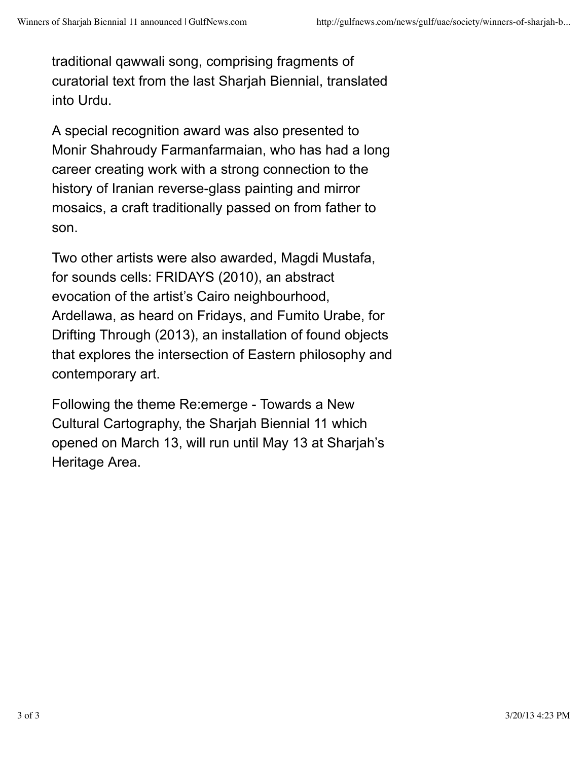traditional qawwali song, comprising fragments of curatorial text from the last Sharjah Biennial, translated into Urdu.

A special recognition award was also presented to Monir Shahroudy Farmanfarmaian, who has had a long career creating work with a strong connection to the history of Iranian reverse-glass painting and mirror mosaics, a craft traditionally passed on from father to son.

Two other artists were also awarded, Magdi Mustafa, for sounds cells: FRIDAYS (2010), an abstract evocation of the artist's Cairo neighbourhood, Ardellawa, as heard on Fridays, and Fumito Urabe, for Drifting Through (2013), an installation of found objects that explores the intersection of Eastern philosophy and contemporary art.

Following the theme Re:emerge - Towards a New Cultural Cartography, the Sharjah Biennial 11 which opened on March 13, will run until May 13 at Sharjah's Heritage Area.